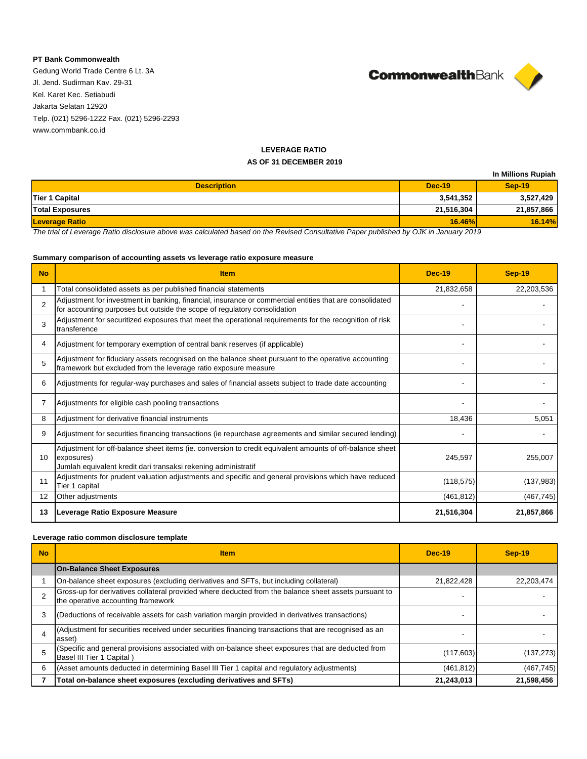**PT Bank Commonwealth**

Gedung World Trade Centre 6 Lt. 3A

Jl. Jend. Sudirman Kav. 29-31

Kel. Karet Kec. Setiabudi

Jakarta Selatan 12920

Telp. (021) 5296-1222 Fax. (021) 5296-2293

www.commbank.co.id

## LEVERAGE RATIO
## AS OF 31 DECEMBER 2019

In Millions Rupiah

| Description | Dec-19 | Sep-19 |
|---|---|---|
| **Tier 1 Capital** | **3,541,352** | **3,527,429** |
| **Total Exposures** | **21,516,304** | **21,857,866** |
| **Leverage Ratio** | **16.46%** | **16.14%** |

*The trial of Leverage Ratio disclosure above was calculated based on the Revised Consultative Paper published by OJK in January 2019*

### Summary comparison of accounting assets vs leverage ratio exposure measure

| No | Item | Dec-19 | Sep-19 |
|---|---|---|---|
| 1 | Total consolidated assets as per published financial statements | 21,832,658 | 22,203,536 |
| 2 | Adjustment for investment in banking, financial, insurance or commercial entities that are consolidated for accounting purposes but outside the scope of regulatory consolidation | - | - |
| 3 | Adjustment for securitized exposures that meet the operational requirements for the recognition of risk transference | - | - |
| 4 | Adjustment for temporary exemption of central bank reserves (if applicable) | - | - |
| 5 | Adjustment for fiduciary assets recognised on the balance sheet pursuant to the operative accounting framework but excluded from the leverage ratio exposure measure | - | - |
| 6 | Adjustments for regular-way purchases and sales of financial assets subject to trade date accounting | - | - |
| 7 | Adjustments for eligible cash pooling transactions | - | - |
| 8 | Adjustment for derivative financial instruments | 18,436 | 5,051 |
| 9 | Adjustment for securities financing transactions (ie repurchase agreements and similar secured lending) | - | - |
| 10 | Adjustment for off-balance sheet items (ie. conversion to credit equivalent amounts of off-balance sheet exposures)<br>Jumlah equivalent kredit dari transaksi rekening administratif | 245,597 | 255,007 |
| 11 | Adjustments for prudent valuation adjustments and specific and general provisions which have reduced Tier 1 capital | (118,575) | (137,983) |
| 12 | Other adjustments | (461,812) | (467,745) |
| **13** | **Leverage Ratio Exposure Measure** | **21,516,304** | **21,857,866** |

### Leverage ratio common disclosure template

| No | Item | Dec-19 | Sep-19 |
|---|---|---|---|
| | **On-Balance Sheet Exposures** | | |
| 1 | On-balance sheet exposures (excluding derivatives and SFTs, but including collateral) | 21,822,428 | 22,203,474 |
| 2 | Gross-up for derivatives collateral provided where deducted from the balance sheet assets pursuant to the operative accounting framework | - | - |
| 3 | (Deductions of receivable assets for cash variation margin provided in derivatives transactions) | - | - |
| 4 | (Adjustment for securities received under securities financing transactions that are recognised as an asset) | - | - |
| 5 | (Specific and general provisions associated with on-balance sheet exposures that are deducted from Basel III Tier 1 Capital ) | (117,603) | (137,273) |
| 6 | (Asset amounts deducted in determining Basel III Tier 1 capital and regulatory adjustments) | (461,812) | (467,745) |
| **7** | **Total on-balance sheet exposures (excluding derivatives and SFTs)** | **21,243,013** | **21,598,456** |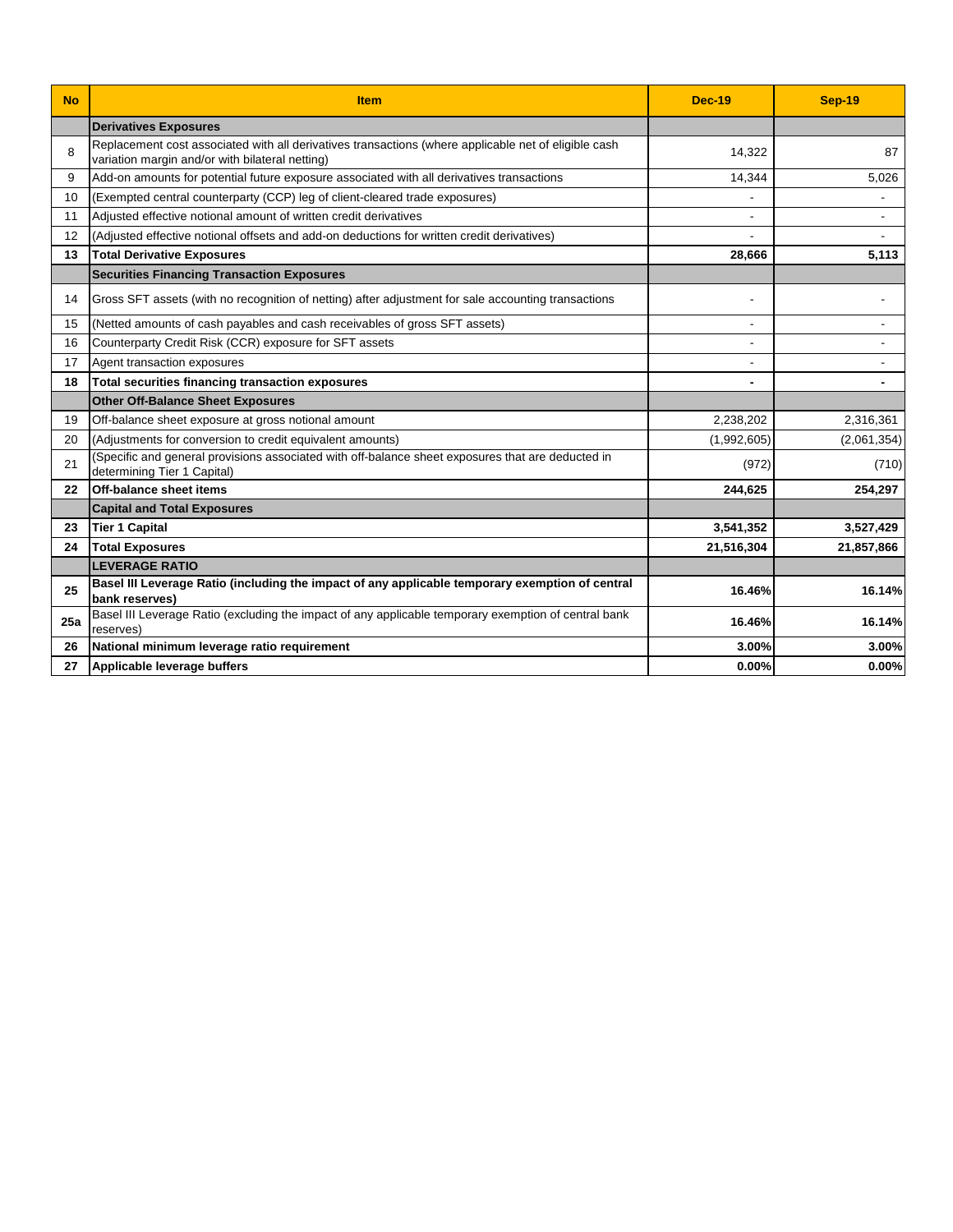| No | Item | Dec-19 | Sep-19 |
|---|---|---|---|
| | **Derivatives Exposures** | | |
| 8 | Replacement cost associated with all derivatives transactions (where applicable net of eligible cash variation margin and/or with bilateral netting) | 14,322 | 87 |
| 9 | Add-on amounts for potential future exposure associated with all derivatives transactions | 14,344 | 5,026 |
| 10 | (Exempted central counterparty (CCP) leg of client-cleared trade exposures) | - | - |
| 11 | Adjusted effective notional amount of written credit derivatives | - | - |
| 12 | (Adjusted effective notional offsets and add-on deductions for written credit derivatives) | - | - |
| **13** | **Total Derivative Exposures** | **28,666** | **5,113** |
| | **Securities Financing Transaction Exposures** | | |
| 14 | Gross SFT assets (with no recognition of netting) after adjustment for sale accounting transactions | - | - |
| 15 | (Netted amounts of cash payables and cash receivables of gross SFT assets) | - | - |
| 16 | Counterparty Credit Risk (CCR) exposure for SFT assets | - | - |
| 17 | Agent transaction exposures | - | - |
| **18** | **Total securities financing transaction exposures** | **-** | **-** |
| | **Other Off-Balance Sheet Exposures** | | |
| 19 | Off-balance sheet exposure at gross notional amount | 2,238,202 | 2,316,361 |
| 20 | (Adjustments for conversion to credit equivalent amounts) | (1,992,605) | (2,061,354) |
| 21 | (Specific and general provisions associated with off-balance sheet exposures that are deducted in determining Tier 1 Capital) | (972) | (710) |
| **22** | **Off-balance sheet items** | **244,625** | **254,297** |
| | **Capital and Total Exposures** | | |
| **23** | **Tier 1 Capital** | **3,541,352** | **3,527,429** |
| **24** | **Total Exposures** | **21,516,304** | **21,857,866** |
| | **LEVERAGE RATIO** | | |
| **25** | **Basel III Leverage Ratio (including the impact of any applicable temporary exemption of central bank reserves)** | **16.46%** | **16.14%** |
| **25a** | Basel III Leverage Ratio (excluding the impact of any applicable temporary exemption of central bank reserves) | **16.46%** | **16.14%** |
| **26** | **National minimum leverage ratio requirement** | **3.00%** | **3.00%** |
| **27** | **Applicable leverage buffers** | **0.00%** | **0.00%** |